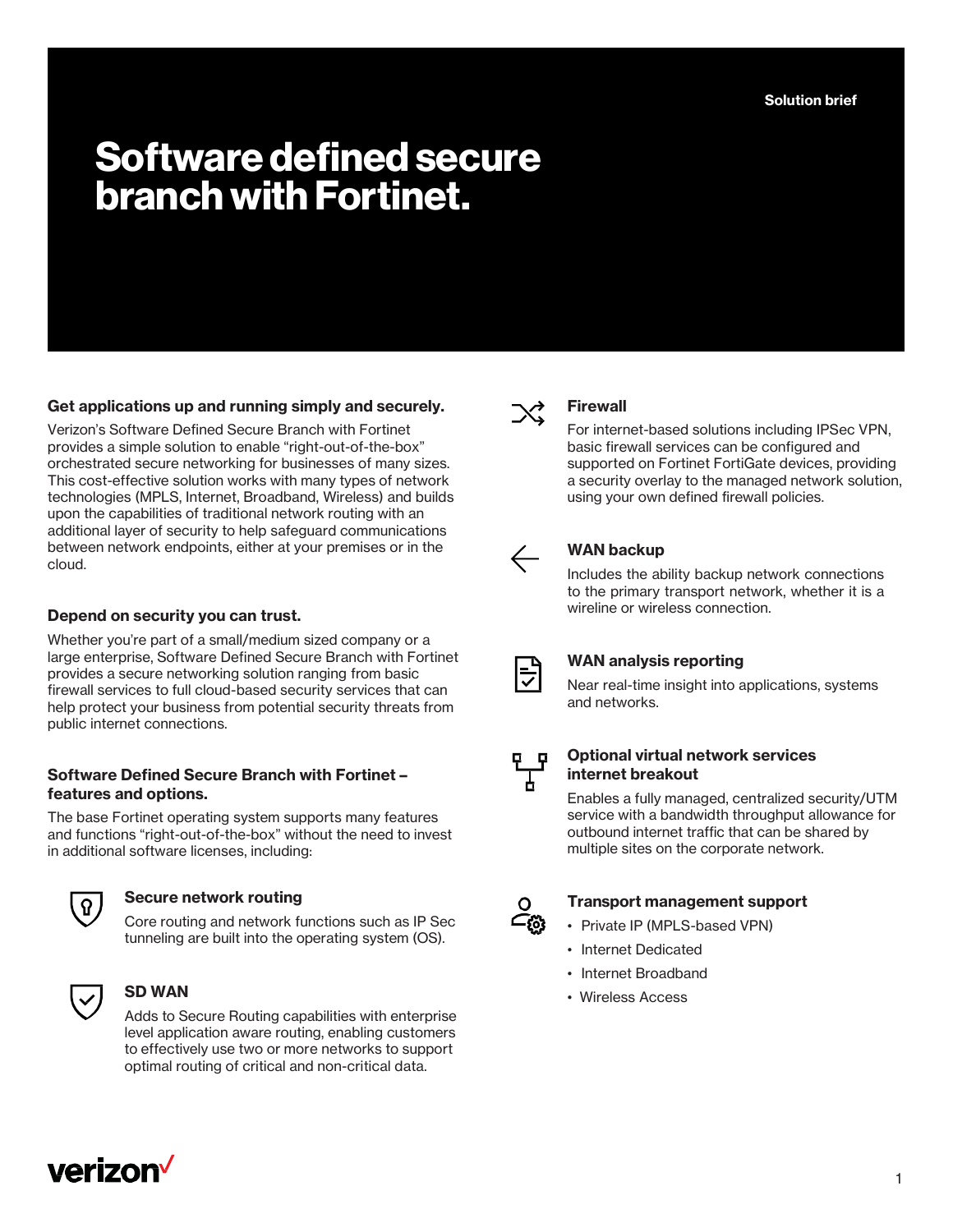Solution brief

# Software defined secure branch with Fortinet.

### Get applications up and running simply and securely.

Verizon's Software Defined Secure Branch with Fortinet provides a simple solution to enable "right-out-of-the-box" orchestrated secure networking for businesses of many sizes. This cost-effective solution works with many types of network technologies (MPLS, Internet, Broadband, Wireless) and builds upon the capabilities of traditional network routing with an additional layer of security to help safeguard communications between network endpoints, either at your premises or in the cloud.

### Depend on security you can trust.

Whether you're part of a small/medium sized company or a large enterprise, Software Defined Secure Branch with Fortinet provides a secure networking solution ranging from basic firewall services to full cloud-based security services that can help protect your business from potential security threats from public internet connections.

### Software Defined Secure Branch with Fortinet – features and options.

The base Fortinet operating system supports many features and functions "right-out-of-the-box" without the need to invest in additional software licenses, including:

#### Secure network routing

Core routing and network functions such as IP Sec tunneling are built into the operating system (OS).

#### SD WAN

Adds to Secure Routing capabilities with enterprise level application aware routing, enabling customers to effectively use two or more networks to support optimal routing of critical and non-critical data.

#### Firewall

For internet-based solutions including IPSec VPN, basic firewall services can be configured and supported on Fortinet FortiGate devices, providing a security overlay to the managed network solution, using your own defined firewall policies.

#### WAN backup

Includes the ability backup network connections to the primary transport network, whether it is a wireline or wireless connection.

#### WAN analysis reporting

Near real-time insight into applications, systems and networks.

#### Optional virtual network services internet breakout

Enables a fully managed, centralized security/UTM service with a bandwidth throughput allowance for outbound internet traffic that can be shared by multiple sites on the corporate network.

#### Transport management support

- Private IP (MPLS-based VPN)
- Internet Dedicated
- Internet Broadband
- Wireless Access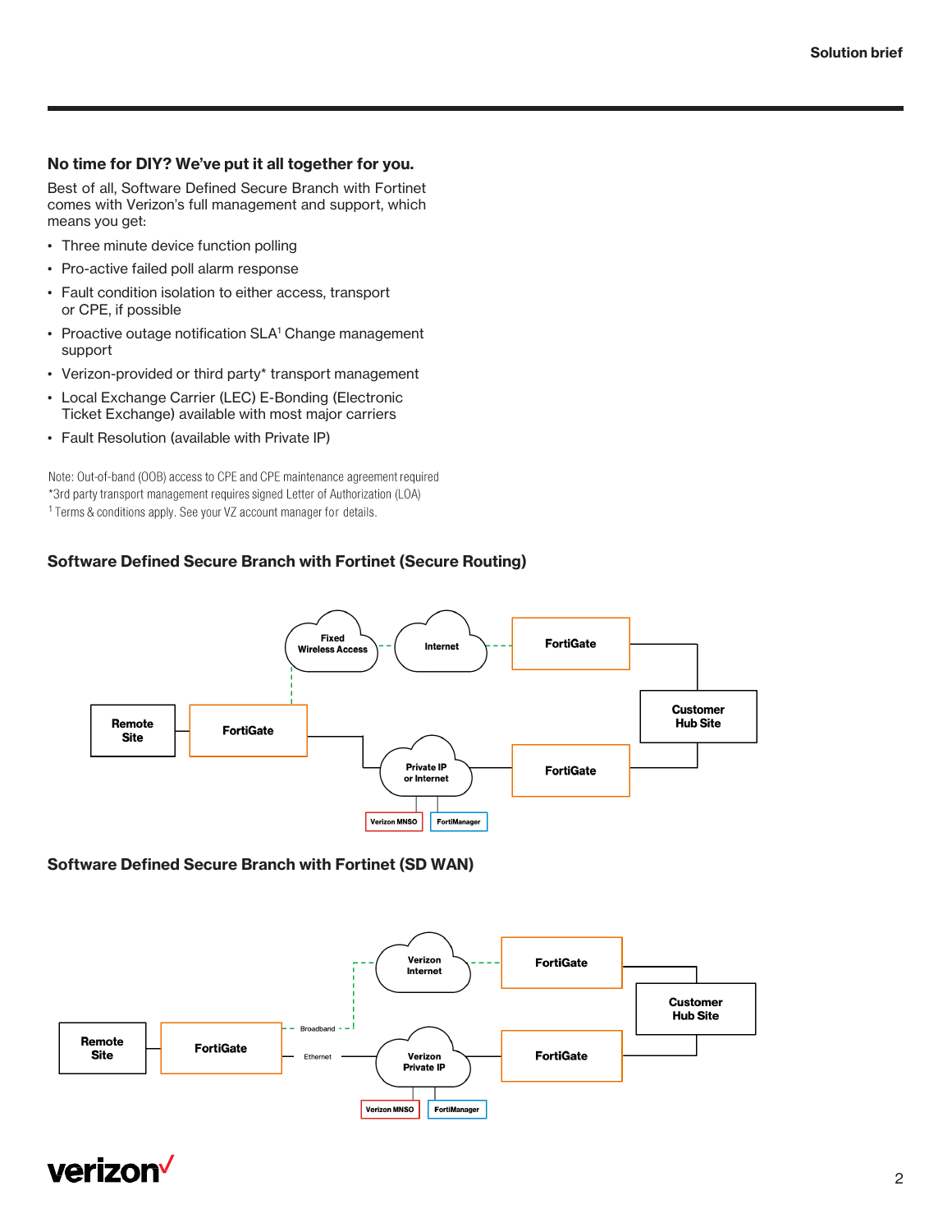## No time for DIY? We've put it all together for you.

Best of all, Software Defined Secure Branch with Fortinet comes with Verizon's full management and support, which means you get:

- Three minute device function polling
- Pro-active failed poll alarm response
- Fault condition isolation to either access, transport or CPE, if possible
- Proactive outage notification SLA[1] Change management support
- Verizon-provided or third party* transport management
- Local Exchange Carrier (LEC) E-Bonding (Electronic Ticket Exchange) available with most major carriers
- Fault Resolution (available with Private IP)

Note: Out-of-band (OOB) access to CPE and CPE maintenance agreement required
*3rd party transport management requires signed Letter of Authorization (LOA)
[1] Terms & conditions apply. See your VZ account manager for details.

### Software Defined Secure Branch with Fortinet (Secure Routing)

Fixed Wireless Access · Internet · FortiGate · Remote Site · FortiGate · Customer Hub Site · Private IP or Internet · FortiGate · Verizon MNSO · FortiManager

### Software Defined Secure Branch with Fortinet (SD WAN)

Verizon Internet · FortiGate · Customer Hub Site · Remote Site · FortiGate · Broadband · Ethernet · Verizon Private IP · FortiGate · Verizon MNSO · FortiManager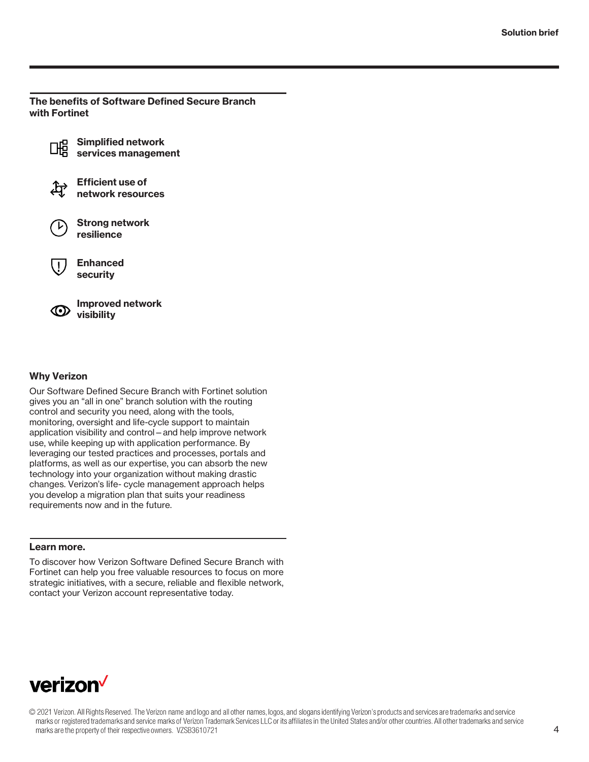## The benefits of Software Defined Secure Branch with Fortinet

- **Simplified network services management**
- **Efficient use of network resources**
- **Strong network resilience**
- **Enhanced security**
- **Improved network visibility**

## Why Verizon

Our Software Defined Secure Branch with Fortinet solution gives you an "all in one" branch solution with the routing control and security you need, along with the tools, monitoring, oversight and life-cycle support to maintain application visibility and control – and help improve network use, while keeping up with application performance. By leveraging our tested practices and processes, portals and platforms, as well as our expertise, you can absorb the new technology into your organization without making drastic changes. Verizon's life- cycle management approach helps you develop a migration plan that suits your readiness requirements now and in the future.

## Learn more.

To discover how Verizon Software Defined Secure Branch with Fortinet can help you free valuable resources to focus on more strategic initiatives, with a secure, reliable and flexible network, contact your Verizon account representative today.

verizon√

© 2021 Verizon. All Rights Reserved. The Verizon name and logo and all other names, logos, and slogans identifying Verizon's products and services are trademarks and service marks or registered trademarks and service marks of Verizon Trademark Services LLC or its affiliates in the United States and/or other countries. All other trademarks and service marks are the property of their respective owners. VZSB3610721